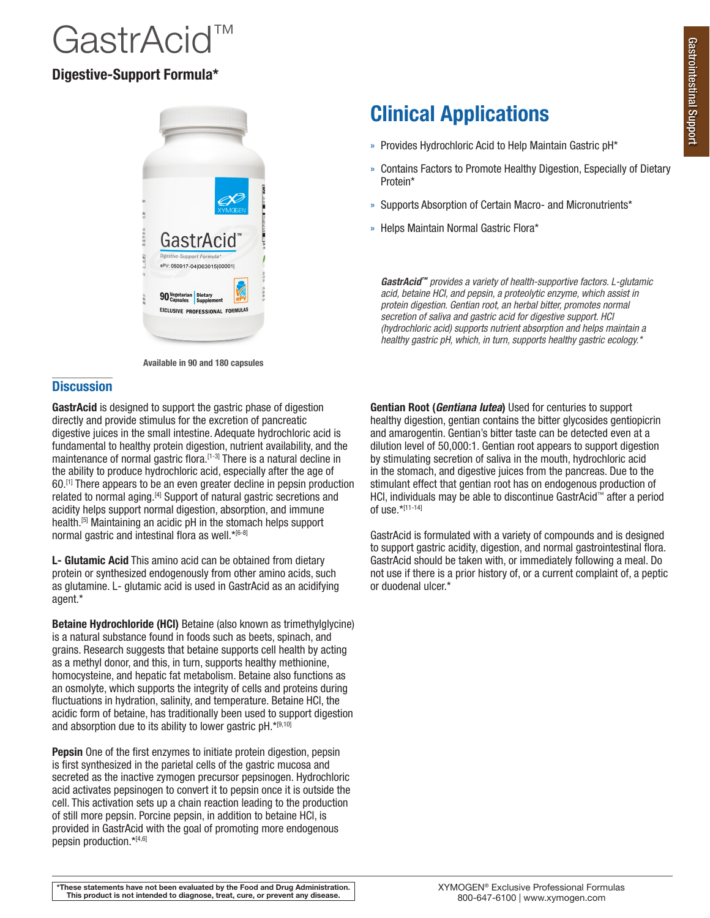# GastrAcid™

**Digestive-Support Formula***

Available in 90 and 180 capsules

## Clinical Applications

- Provides Hydrochloric Acid to Help Maintain Gastric pH*
- Contains Factors to Promote Healthy Digestion, Especially of Dietary Protein*
- Supports Absorption of Certain Macro- and Micronutrients*
- Helps Maintain Normal Gastric Flora*

***GastrAcid™*** *provides a variety of health-supportive factors. L-glutamic acid, betaine HCl, and pepsin, a proteolytic enzyme, which assist in protein digestion. Gentian root, an herbal bitter, promotes normal secretion of saliva and gastric acid for digestive support. HCl (hydrochloric acid) supports nutrient absorption and helps maintain a healthy gastric pH, which, in turn, supports healthy gastric ecology.**

## Discussion

**GastrAcid** is designed to support the gastric phase of digestion directly and provide stimulus for the excretion of pancreatic digestive juices in the small intestine. Adequate hydrochloric acid is fundamental to healthy protein digestion, nutrient availability, and the maintenance of normal gastric flora.[1-3] There is a natural decline in the ability to produce hydrochloric acid, especially after the age of 60.[1] There appears to be an even greater decline in pepsin production related to normal aging.[4] Support of natural gastric secretions and acidity helps support normal digestion, absorption, and immune health.[5] Maintaining an acidic pH in the stomach helps support normal gastric and intestinal flora as well.*[6-8]

**L- Glutamic Acid** This amino acid can be obtained from dietary protein or synthesized endogenously from other amino acids, such as glutamine. L- glutamic acid is used in GastrAcid as an acidifying agent.*

**Betaine Hydrochloride (HCl)** Betaine (also known as trimethylglycine) is a natural substance found in foods such as beets, spinach, and grains. Research suggests that betaine supports cell health by acting as a methyl donor, and this, in turn, supports healthy methionine, homocysteine, and hepatic fat metabolism. Betaine also functions as an osmolyte, which supports the integrity of cells and proteins during fluctuations in hydration, salinity, and temperature. Betaine HCl, the acidic form of betaine, has traditionally been used to support digestion and absorption due to its ability to lower gastric pH.*[9,10]

**Pepsin** One of the first enzymes to initiate protein digestion, pepsin is first synthesized in the parietal cells of the gastric mucosa and secreted as the inactive zymogen precursor pepsinogen. Hydrochloric acid activates pepsinogen to convert it to pepsin once it is outside the cell. This activation sets up a chain reaction leading to the production of still more pepsin. Porcine pepsin, in addition to betaine HCl, is provided in GastrAcid with the goal of promoting more endogenous pepsin production.*[4,6]

**Gentian Root (*Gentiana lutea*)** Used for centuries to support healthy digestion, gentian contains the bitter glycosides gentiopicrin and amarogentin. Gentian's bitter taste can be detected even at a dilution level of 50,000:1. Gentian root appears to support digestion by stimulating secretion of saliva in the mouth, hydrochloric acid in the stomach, and digestive juices from the pancreas. Due to the stimulant effect that gentian root has on endogenous production of HCl, individuals may be able to discontinue GastrAcid™ after a period of use.*[11-14]

GastrAcid is formulated with a variety of compounds and is designed to support gastric acidity, digestion, and normal gastrointestinal flora. GastrAcid should be taken with, or immediately following a meal. Do not use if there is a prior history of, or a current complaint of, a peptic or duodenal ulcer.*

**\*These statements have not been evaluated by the Food and Drug Administration. This product is not intended to diagnose, treat, cure, or prevent any disease.**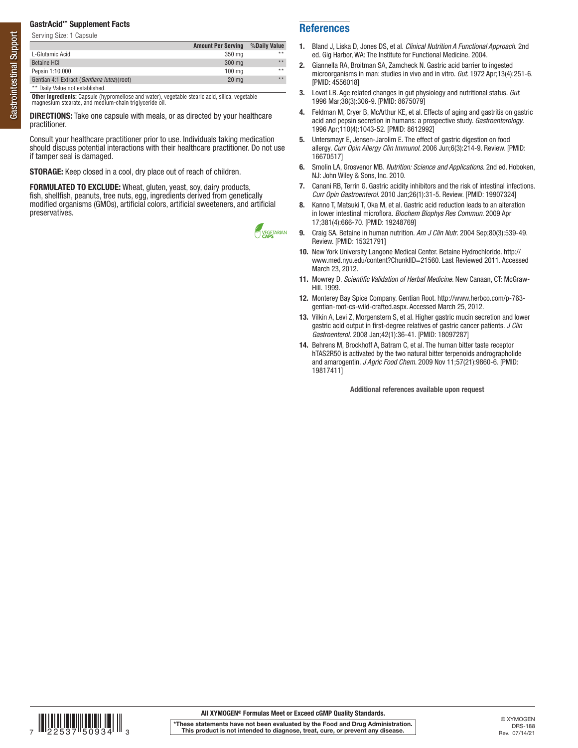## GastrAcid™ Supplement Facts

Serving Size: 1 Capsule

| | Amount Per Serving | %Daily Value |
|---|---|---|
| L-Glutamic Acid | 350 mg | ** |
| Betaine HCl | 300 mg | ** |
| Pepsin 1:10,000 | 100 mg | ** |
| Gentian 4:1 Extract (*Gentiana lutea*)(root) | 20 mg | ** |

** Daily Value not established.

**Other Ingredients:** Capsule (hypromellose and water), vegetable stearic acid, silica, vegetable magnesium stearate, and medium-chain triglyceride oil.

**DIRECTIONS:** Take one capsule with meals, or as directed by your healthcare practitioner.

Consult your healthcare practitioner prior to use. Individuals taking medication should discuss potential interactions with their healthcare practitioner. Do not use if tamper seal is damaged.

**STORAGE:** Keep closed in a cool, dry place out of reach of children.

**FORMULATED TO EXCLUDE:** Wheat, gluten, yeast, soy, dairy products, fish, shellfish, peanuts, tree nuts, egg, ingredients derived from genetically modified organisms (GMOs), artificial colors, artificial sweeteners, and artificial preservatives.

VEGETARIAN CAPS

## References

1. Bland J, Liska D, Jones DS, et al. *Clinical Nutrition A Functional Approach.* 2nd ed. Gig Harbor, WA: The Institute for Functional Medicine. 2004.
2. Giannella RA, Broitman SA, Zamcheck N. Gastric acid barrier to ingested microorganisms in man: studies in vivo and in vitro. *Gut.* 1972 Apr;13(4):251-6. [PMID: 4556018]
3. Lovat LB. Age related changes in gut physiology and nutritional status. *Gut.* 1996 Mar;38(3):306-9. [PMID: 8675079]
4. Feldman M, Cryer B, McArthur KE, et al. Effects of aging and gastritis on gastric acid and pepsin secretion in humans: a prospective study. *Gastroenterology.* 1996 Apr;110(4):1043-52. [PMID: 8612992]
5. Untersmayr E, Jensen-Jarolim E. The effect of gastric digestion on food allergy. *Curr Opin Allergy Clin Immunol.* 2006 Jun;6(3):214-9. Review. [PMID: 16670517]
6. Smolin LA, Grosvenor MB. *Nutrition: Science and Applications.* 2nd ed. Hoboken, NJ: John Wiley & Sons, Inc. 2010.
7. Canani RB, Terrin G. Gastric acidity inhibitors and the risk of intestinal infections. *Curr Opin Gastroenterol.* 2010 Jan;26(1):31-5. Review. [PMID: 19907324]
8. Kanno T, Matsuki T, Oka M, et al. Gastric acid reduction leads to an alteration in lower intestinal microflora. *Biochem Biophys Res Commun.* 2009 Apr 17;381(4):666-70. [PMID: 19248769]
9. Craig SA. Betaine in human nutrition. *Am J Clin Nutr.* 2004 Sep;80(3):539-49. Review. [PMID: 15321791]
10. New York University Langone Medical Center. Betaine Hydrochloride. http://www.med.nyu.edu/content?ChunkIID=21560. Last Reviewed 2011. Accessed March 23, 2012.
11. Mowrey D. *Scientific Validation of Herbal Medicine.* New Canaan, CT: McGraw-Hill. 1999.
12. Monterey Bay Spice Company. Gentian Root. http://www.herbco.com/p-763-gentian-root-cs-wild-crafted.aspx. Accessed March 25, 2012.
13. Vilkin A, Levi Z, Morgenstern S, et al. Higher gastric mucin secretion and lower gastric acid output in first-degree relatives of gastric cancer patients. *J Clin Gastroenterol.* 2008 Jan;42(1):36-41. [PMID: 18097287]
14. Behrens M, Brockhoff A, Batram C, et al. The human bitter taste receptor hTAS2R50 is activated by the two natural bitter terpenoids andrographolide and amarogentin. *J Agric Food Chem.* 2009 Nov 11;57(21):9860-6. [PMID: 19817411]

**Additional references available upon request**

7 22537 50934 3

**All XYMOGEN® Formulas Meet or Exceed cGMP Quality Standards.**

**\*These statements have not been evaluated by the Food and Drug Administration. This product is not intended to diagnose, treat, cure, or prevent any disease.**

© XYMOGEN
DRS-188
Rev. 07/14/21